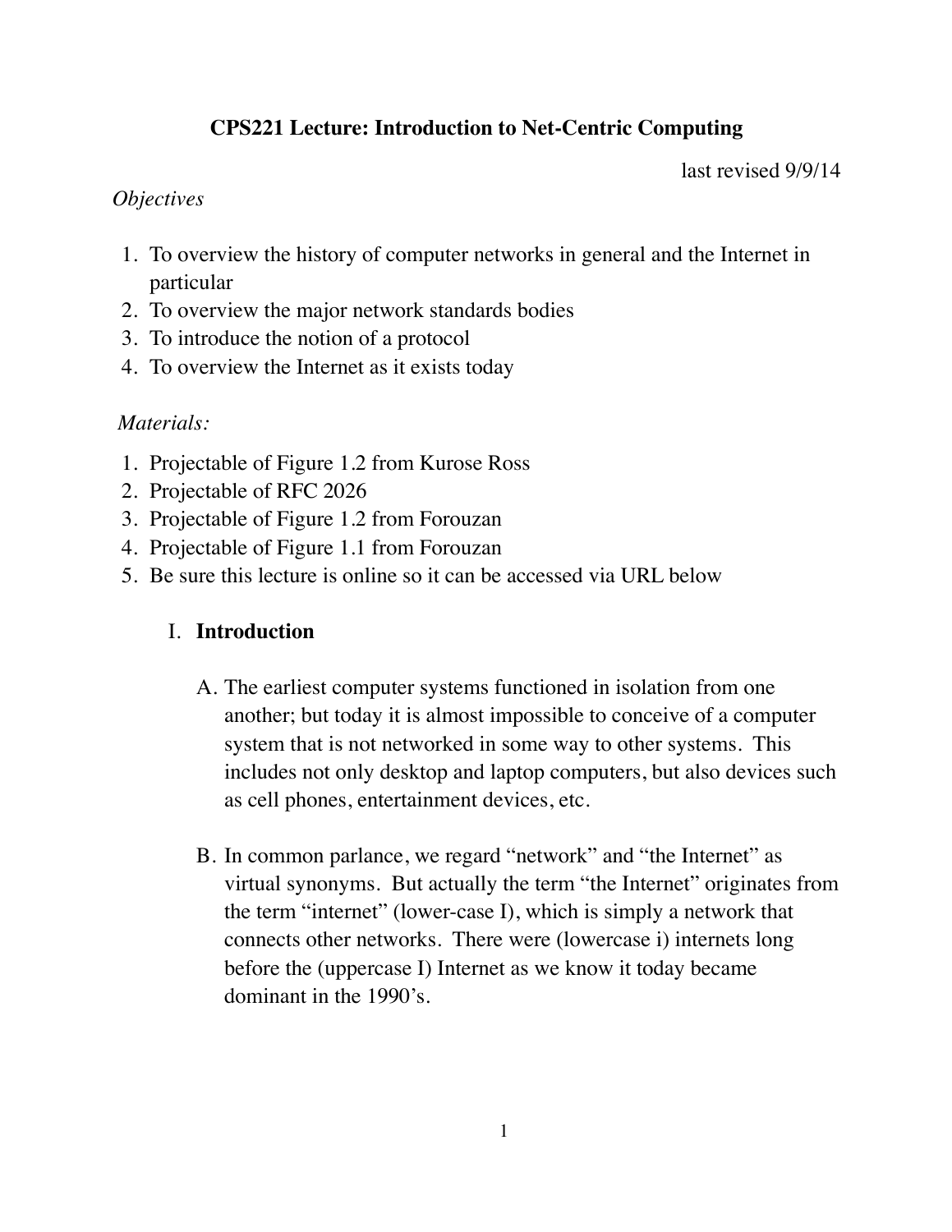# CPS221 Lecture: Introduction to Net-Centric Computing

last revised 9/9/14

*Objectives*

1. To overview the history of computer networks in general and the Internet in particular
2. To overview the major network standards bodies
3. To introduce the notion of a protocol
4. To overview the Internet as it exists today

*Materials:*

1. Projectable of Figure 1.2 from Kurose Ross
2. Projectable of RFC 2026
3. Projectable of Figure 1.2 from Forouzan
4. Projectable of Figure 1.1 from Forouzan
5. Be sure this lecture is online so it can be accessed via URL below

## I. **Introduction**

A. The earliest computer systems functioned in isolation from one another; but today it is almost impossible to conceive of a computer system that is not networked in some way to other systems. This includes not only desktop and laptop computers, but also devices such as cell phones, entertainment devices, etc.

B. In common parlance, we regard "network" and "the Internet" as virtual synonyms. But actually the term "the Internet" originates from the term "internet" (lower-case I), which is simply a network that connects other networks. There were (lowercase i) internets long before the (uppercase I) Internet as we know it today became dominant in the 1990's.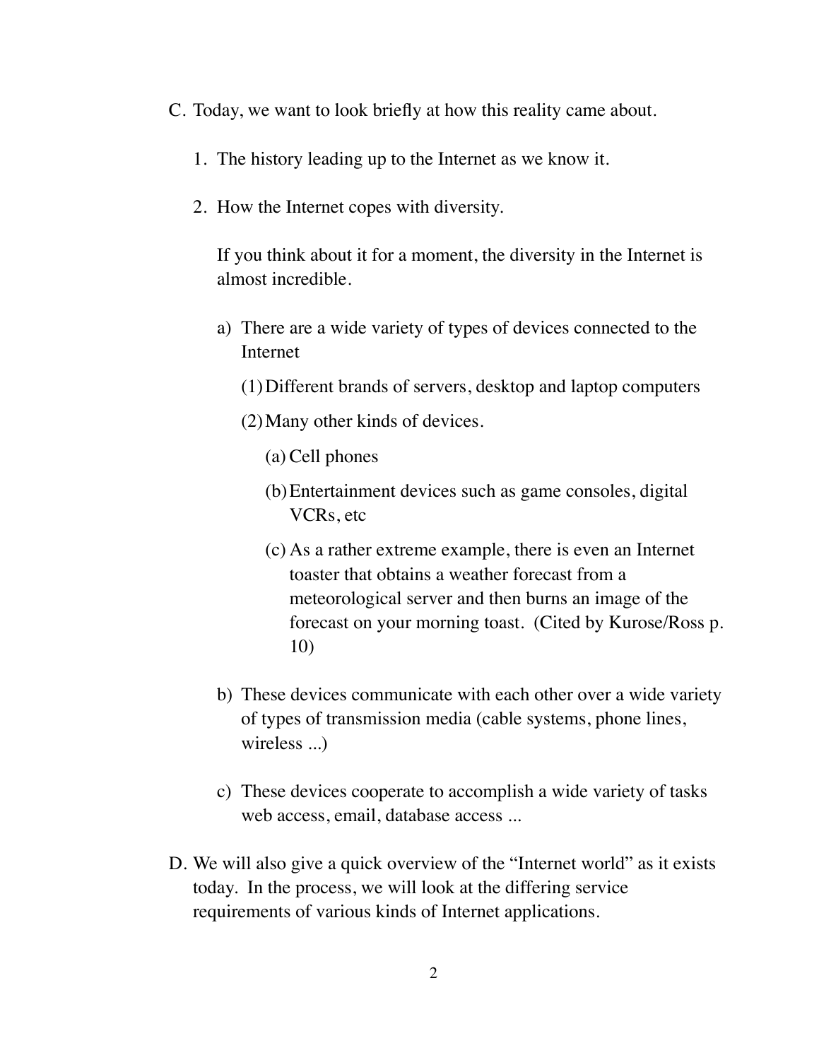C. Today, we want to look briefly at how this reality came about.

   1. The history leading up to the Internet as we know it.

   2. How the Internet copes with diversity.

      If you think about it for a moment, the diversity in the Internet is almost incredible.

      a) There are a wide variety of types of devices connected to the Internet

         (1) Different brands of servers, desktop and laptop computers

         (2) Many other kinds of devices.

            (a) Cell phones

            (b) Entertainment devices such as game consoles, digital VCRs, etc

            (c) As a rather extreme example, there is even an Internet toaster that obtains a weather forecast from a meteorological server and then burns an image of the forecast on your morning toast. (Cited by Kurose/Ross p. 10)

      b) These devices communicate with each other over a wide variety of types of transmission media (cable systems, phone lines, wireless ...)

      c) These devices cooperate to accomplish a wide variety of tasks web access, email, database access ...

D. We will also give a quick overview of the "Internet world" as it exists today. In the process, we will look at the differing service requirements of various kinds of Internet applications.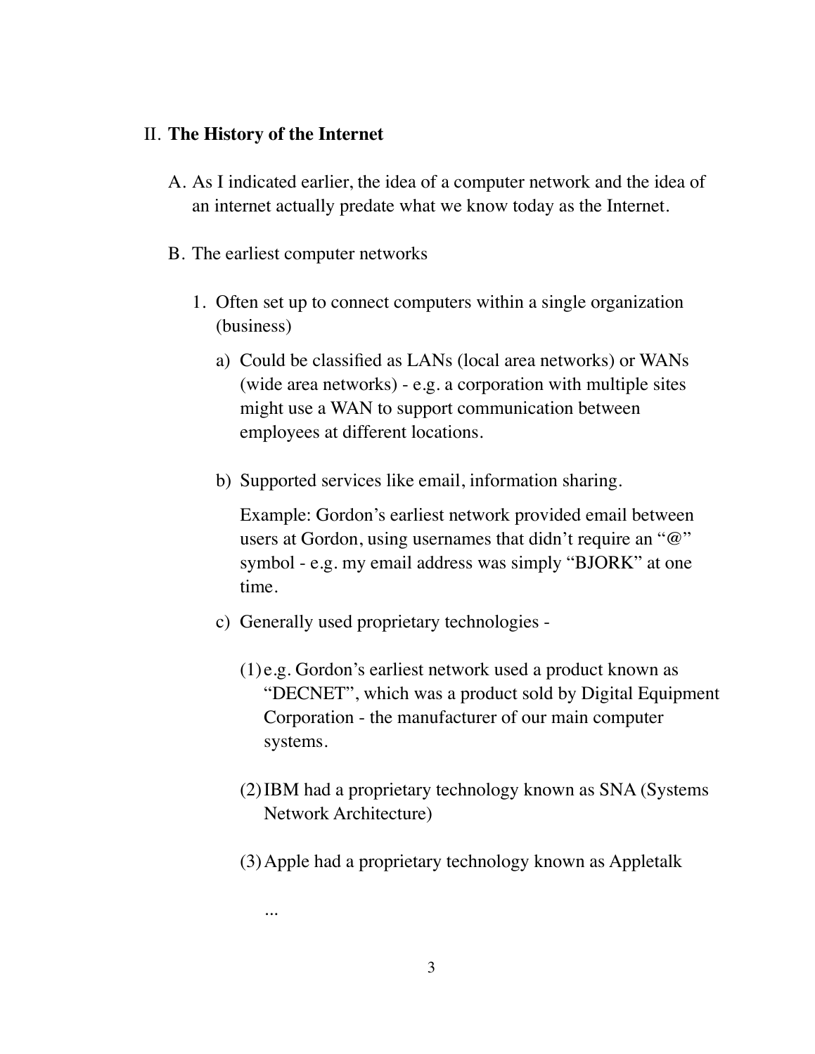## II. **The History of the Internet**

A. As I indicated earlier, the idea of a computer network and the idea of an internet actually predate what we know today as the Internet.

B. The earliest computer networks

1. Often set up to connect computers within a single organization (business)

    a) Could be classified as LANs (local area networks) or WANs (wide area networks) - e.g. a corporation with multiple sites might use a WAN to support communication between employees at different locations.

    b) Supported services like email, information sharing.

    Example: Gordon's earliest network provided email between users at Gordon, using usernames that didn't require an "@" symbol - e.g. my email address was simply "BJORK" at one time.

    c) Generally used proprietary technologies -

    (1) e.g. Gordon's earliest network used a product known as "DECNET", which was a product sold by Digital Equipment Corporation - the manufacturer of our main computer systems.

    (2) IBM had a proprietary technology known as SNA (Systems Network Architecture)

    (3) Apple had a proprietary technology known as Appletalk

    ...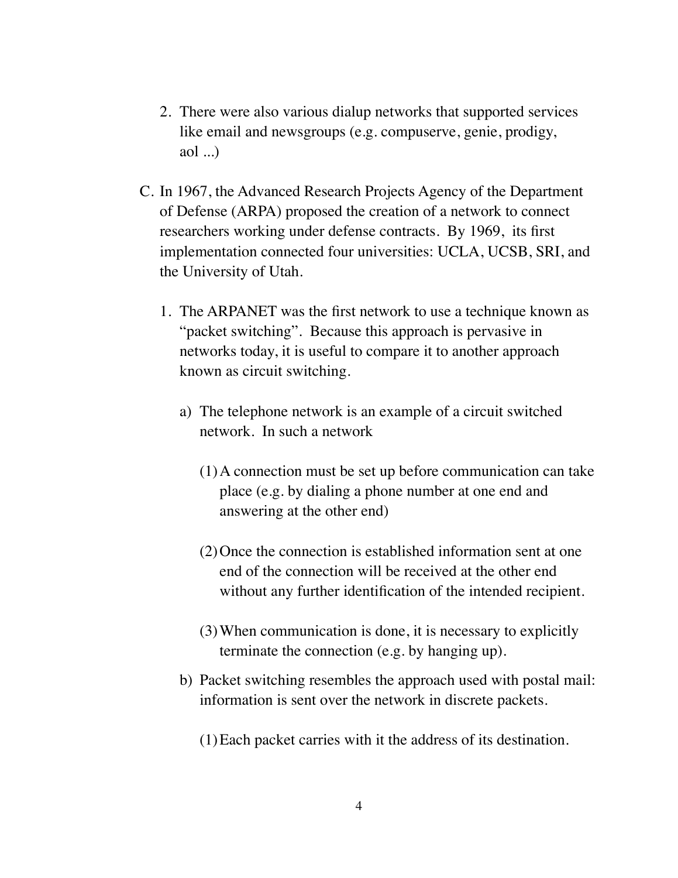2. There were also various dialup networks that supported services like email and newsgroups (e.g. compuserve, genie, prodigy, aol ...)

C. In 1967, the Advanced Research Projects Agency of the Department of Defense (ARPA) proposed the creation of a network to connect researchers working under defense contracts. By 1969, its first implementation connected four universities: UCLA, UCSB, SRI, and the University of Utah.

   1. The ARPANET was the first network to use a technique known as "packet switching". Because this approach is pervasive in networks today, it is useful to compare it to another approach known as circuit switching.

      a) The telephone network is an example of a circuit switched network. In such a network

         (1) A connection must be set up before communication can take place (e.g. by dialing a phone number at one end and answering at the other end)

         (2) Once the connection is established information sent at one end of the connection will be received at the other end without any further identification of the intended recipient.

         (3) When communication is done, it is necessary to explicitly terminate the connection (e.g. by hanging up).

      b) Packet switching resembles the approach used with postal mail: information is sent over the network in discrete packets.

         (1) Each packet carries with it the address of its destination.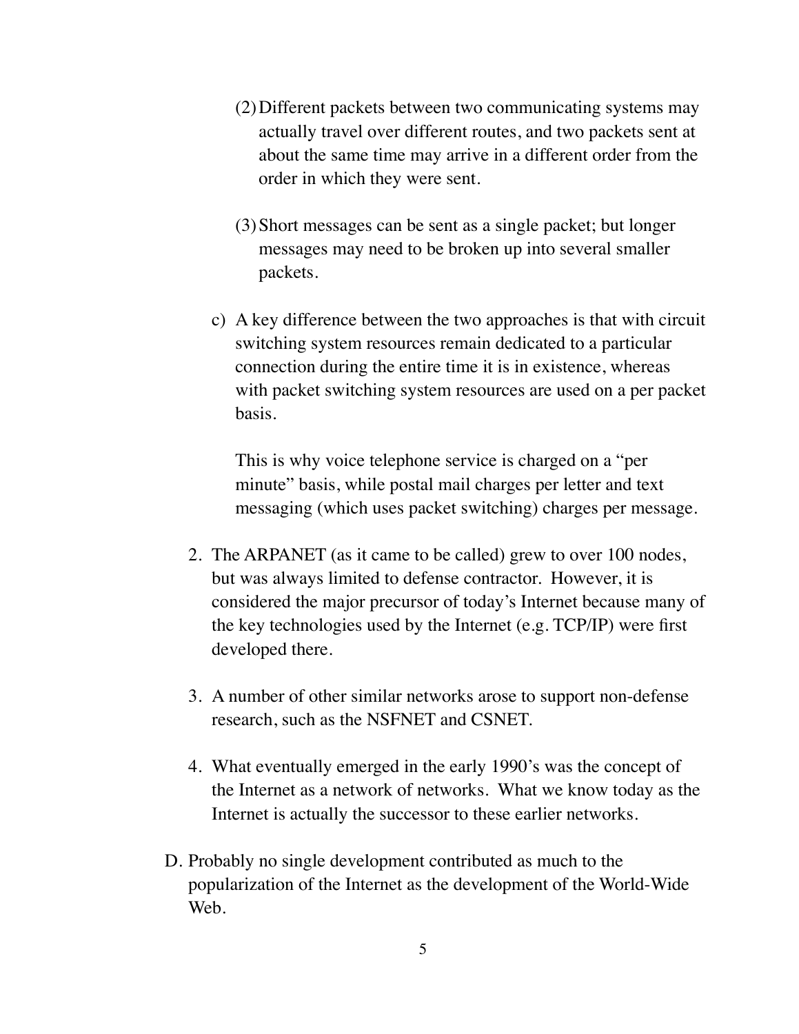(2) Different packets between two communicating systems may actually travel over different routes, and two packets sent at about the same time may arrive in a different order from the order in which they were sent.

(3) Short messages can be sent as a single packet; but longer messages may need to be broken up into several smaller packets.

c) A key difference between the two approaches is that with circuit switching system resources remain dedicated to a particular connection during the entire time it is in existence, whereas with packet switching system resources are used on a per packet basis.

   This is why voice telephone service is charged on a "per minute" basis, while postal mail charges per letter and text messaging (which uses packet switching) charges per message.

2. The ARPANET (as it came to be called) grew to over 100 nodes, but was always limited to defense contractor. However, it is considered the major precursor of today's Internet because many of the key technologies used by the Internet (e.g. TCP/IP) were first developed there.

3. A number of other similar networks arose to support non-defense research, such as the NSFNET and CSNET.

4. What eventually emerged in the early 1990's was the concept of the Internet as a network of networks. What we know today as the Internet is actually the successor to these earlier networks.

D. Probably no single development contributed as much to the popularization of the Internet as the development of the World-Wide Web.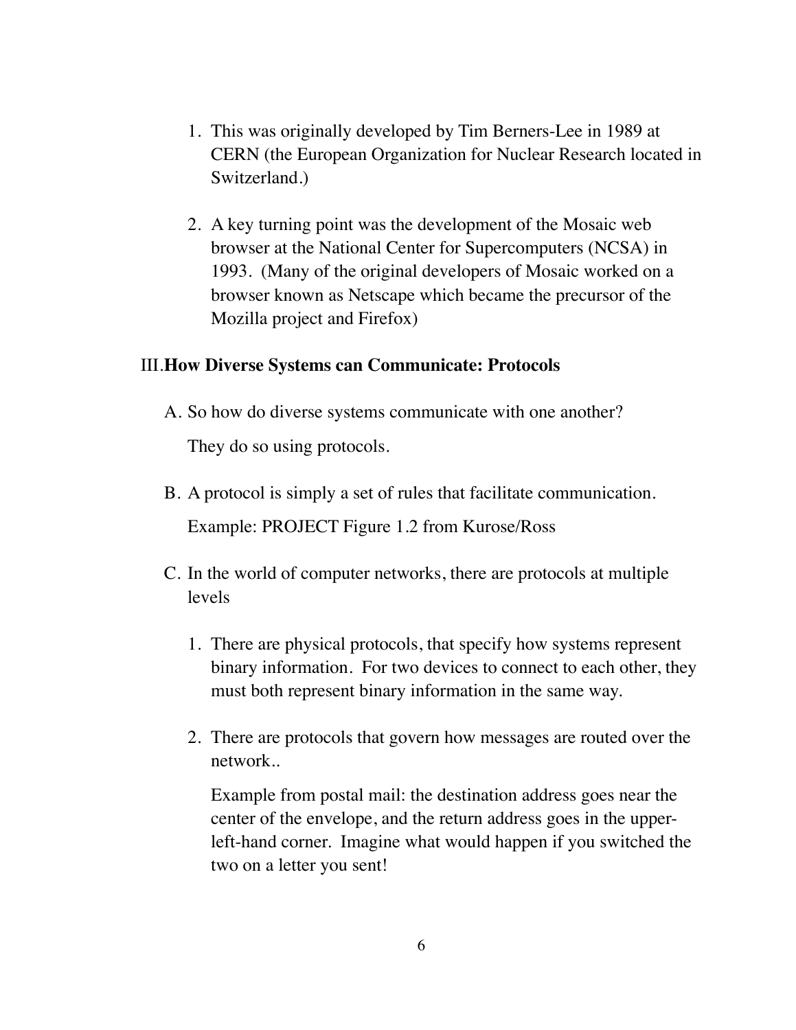1. This was originally developed by Tim Berners-Lee in 1989 at CERN (the European Organization for Nuclear Research located in Switzerland.)

2. A key turning point was the development of the Mosaic web browser at the National Center for Supercomputers (NCSA) in 1993. (Many of the original developers of Mosaic worked on a browser known as Netscape which became the precursor of the Mozilla project and Firefox)

III. **How Diverse Systems can Communicate: Protocols**

A. So how do diverse systems communicate with one another?

   They do so using protocols.

B. A protocol is simply a set of rules that facilitate communication.

   Example: PROJECT Figure 1.2 from Kurose/Ross

C. In the world of computer networks, there are protocols at multiple levels

   1. There are physical protocols, that specify how systems represent binary information. For two devices to connect to each other, they must both represent binary information in the same way.

   2. There are protocols that govern how messages are routed over the network..

      Example from postal mail: the destination address goes near the center of the envelope, and the return address goes in the upper-left-hand corner. Imagine what would happen if you switched the two on a letter you sent!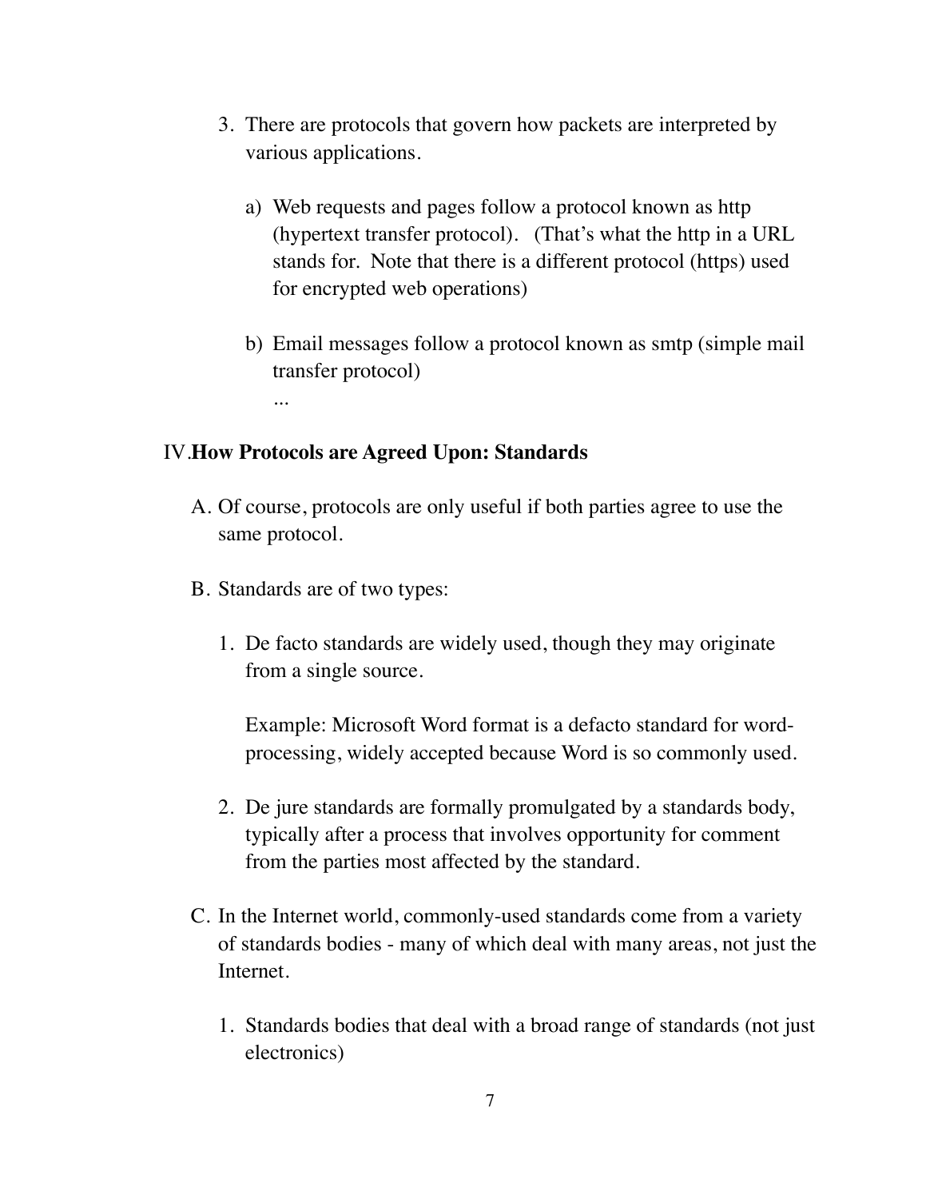3. There are protocols that govern how packets are interpreted by various applications.

    a) Web requests and pages follow a protocol known as http (hypertext transfer protocol). (That's what the http in a URL stands for. Note that there is a different protocol (https) used for encrypted web operations)

    b) Email messages follow a protocol known as smtp (simple mail transfer protocol)

    ...

## IV. How Protocols are Agreed Upon: Standards

A. Of course, protocols are only useful if both parties agree to use the same protocol.

B. Standards are of two types:

1. De facto standards are widely used, though they may originate from a single source.

    Example: Microsoft Word format is a defacto standard for word-processing, widely accepted because Word is so commonly used.

2. De jure standards are formally promulgated by a standards body, typically after a process that involves opportunity for comment from the parties most affected by the standard.

C. In the Internet world, commonly-used standards come from a variety of standards bodies - many of which deal with many areas, not just the Internet.

1. Standards bodies that deal with a broad range of standards (not just electronics)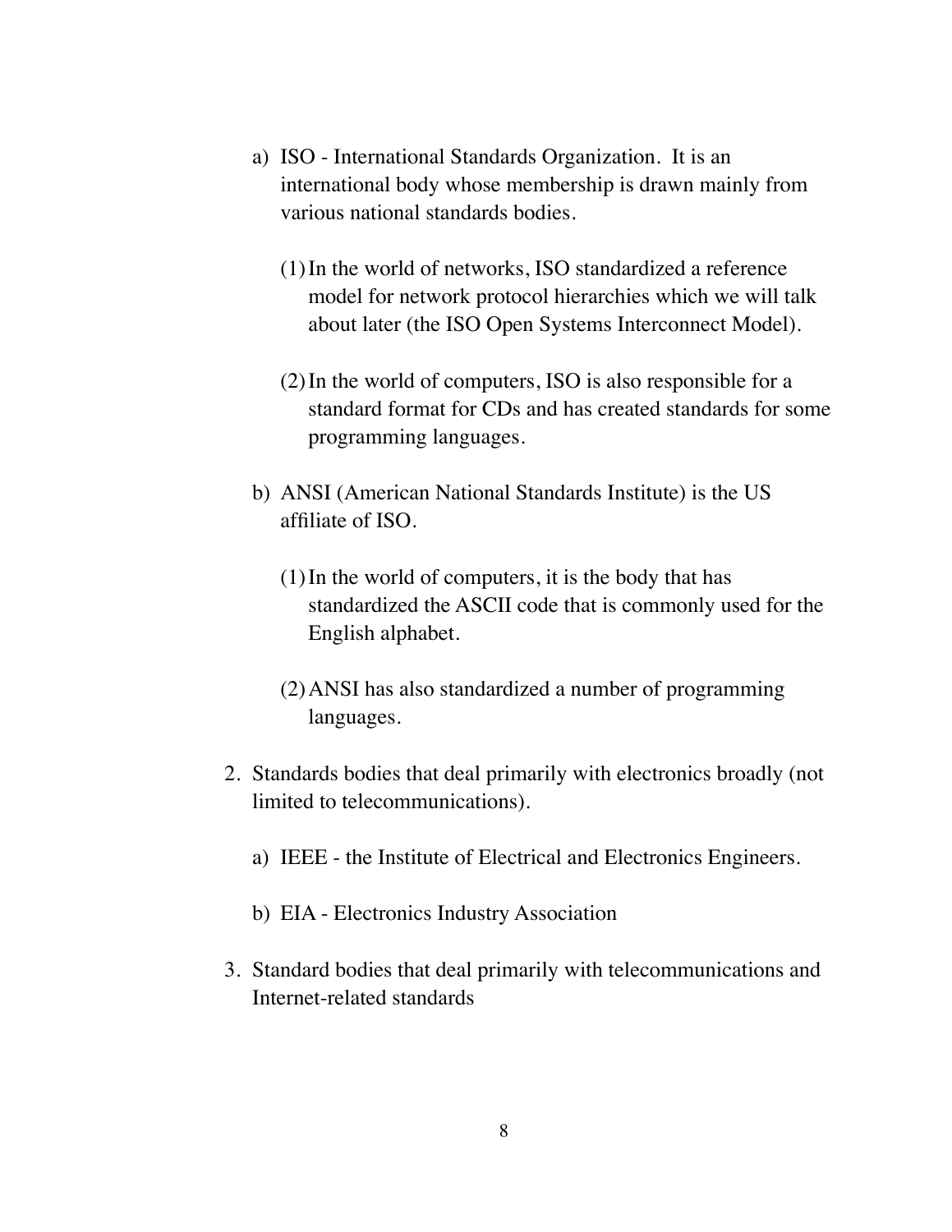a) ISO - International Standards Organization. It is an international body whose membership is drawn mainly from various national standards bodies.

   (1) In the world of networks, ISO standardized a reference model for network protocol hierarchies which we will talk about later (the ISO Open Systems Interconnect Model).

   (2) In the world of computers, ISO is also responsible for a standard format for CDs and has created standards for some programming languages.

b) ANSI (American National Standards Institute) is the US affiliate of ISO.

   (1) In the world of computers, it is the body that has standardized the ASCII code that is commonly used for the English alphabet.

   (2) ANSI has also standardized a number of programming languages.

2. Standards bodies that deal primarily with electronics broadly (not limited to telecommunications).

   a) IEEE - the Institute of Electrical and Electronics Engineers.

   b) EIA - Electronics Industry Association

3. Standard bodies that deal primarily with telecommunications and Internet-related standards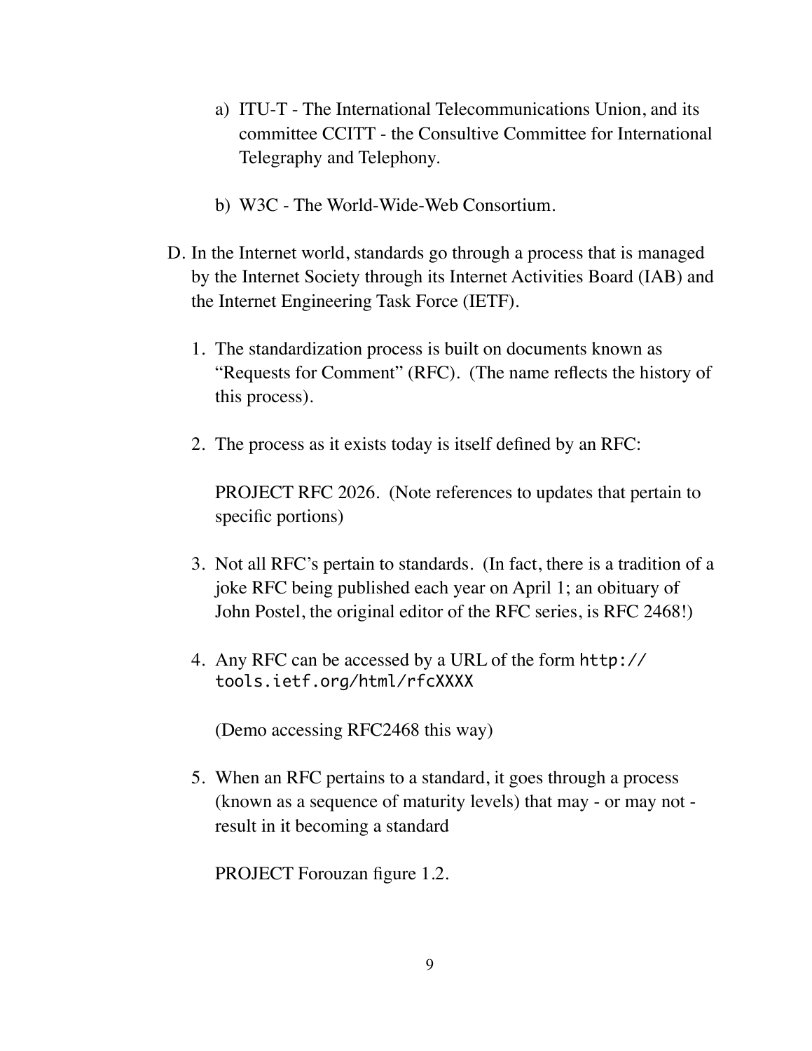a) ITU-T - The International Telecommunications Union, and its committee CCITT - the Consultive Committee for International Telegraphy and Telephony.

b) W3C - The World-Wide-Web Consortium.

D. In the Internet world, standards go through a process that is managed by the Internet Society through its Internet Activities Board (IAB) and the Internet Engineering Task Force (IETF).

1. The standardization process is built on documents known as "Requests for Comment" (RFC). (The name reflects the history of this process).

2. The process as it exists today is itself defined by an RFC:

   PROJECT RFC 2026. (Note references to updates that pertain to specific portions)

3. Not all RFC's pertain to standards. (In fact, there is a tradition of a joke RFC being published each year on April 1; an obituary of John Postel, the original editor of the RFC series, is RFC 2468!)

4. Any RFC can be accessed by a URL of the form `http://tools.ietf.org/html/rfcXXXX`

   (Demo accessing RFC2468 this way)

5. When an RFC pertains to a standard, it goes through a process (known as a sequence of maturity levels) that may - or may not - result in it becoming a standard

   PROJECT Forouzan figure 1.2.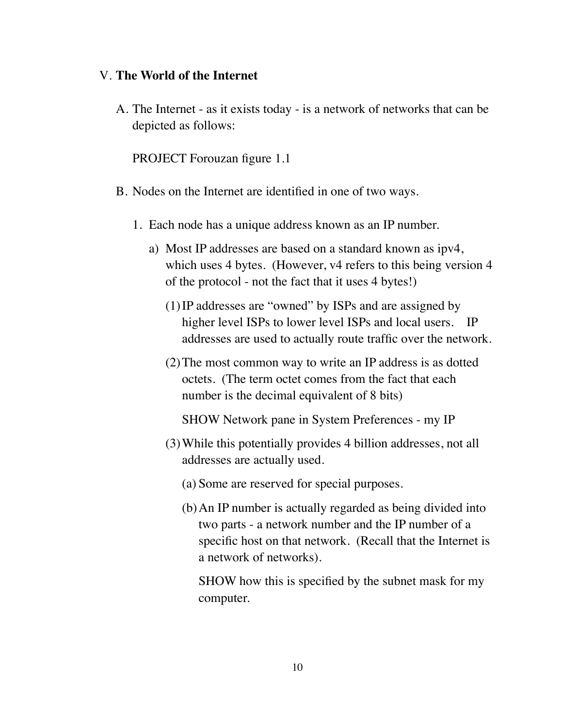V. **The World of the Internet**

A. The Internet - as it exists today - is a network of networks that can be depicted as follows:

   PROJECT Forouzan figure 1.1

B. Nodes on the Internet are identified in one of two ways.

   1. Each node has a unique address known as an IP number.

      a) Most IP addresses are based on a standard known as ipv4, which uses 4 bytes. (However, v4 refers to this being version 4 of the protocol - not the fact that it uses 4 bytes!)

         (1) IP addresses are "owned" by ISPs and are assigned by higher level ISPs to lower level ISPs and local users. IP addresses are used to actually route traffic over the network.

         (2) The most common way to write an IP address is as dotted octets. (The term octet comes from the fact that each number is the decimal equivalent of 8 bits)

            SHOW Network pane in System Preferences - my IP

         (3) While this potentially provides 4 billion addresses, not all addresses are actually used.

            (a) Some are reserved for special purposes.

            (b) An IP number is actually regarded as being divided into two parts - a network number and the IP number of a specific host on that network. (Recall that the Internet is a network of networks).

               SHOW how this is specified by the subnet mask for my computer.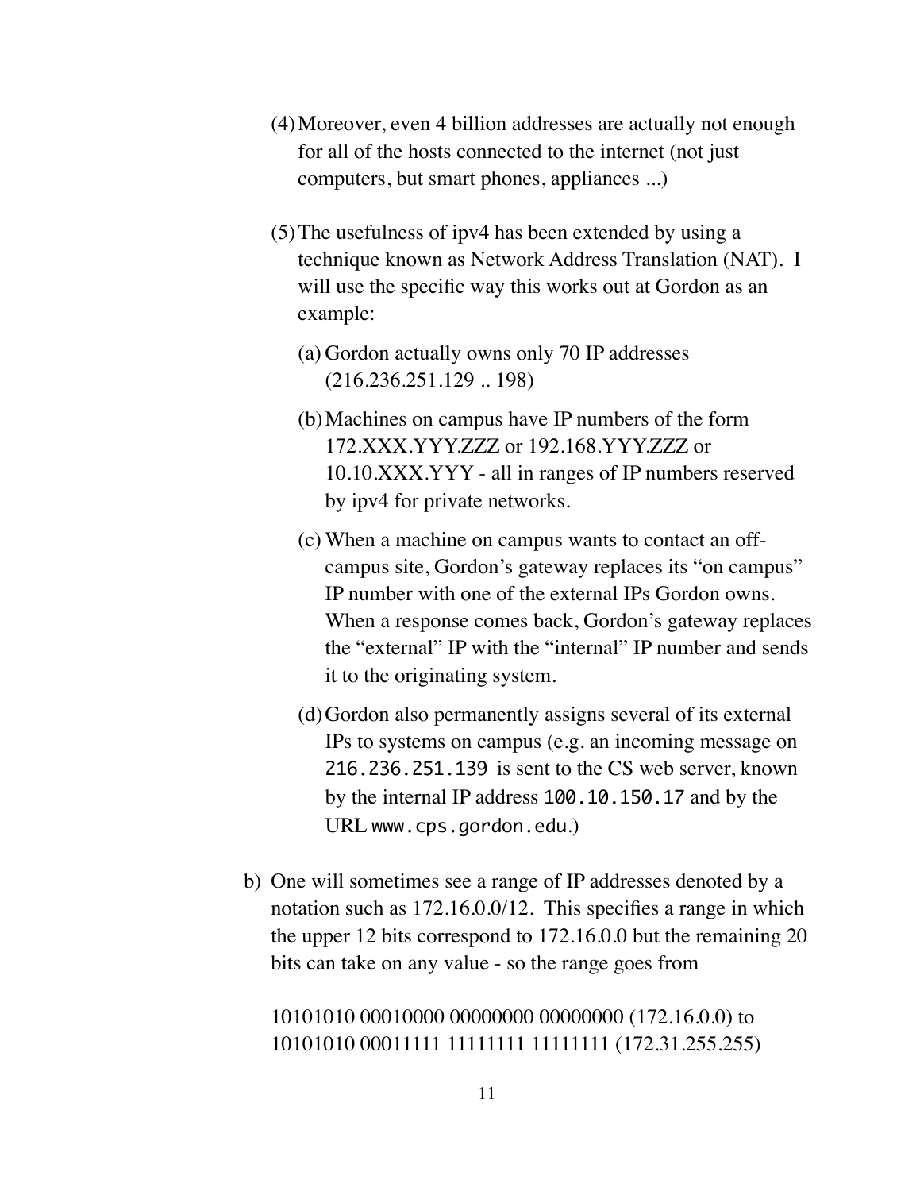(4) Moreover, even 4 billion addresses are actually not enough for all of the hosts connected to the internet (not just computers, but smart phones, appliances ...)

(5) The usefulness of ipv4 has been extended by using a technique known as Network Address Translation (NAT). I will use the specific way this works out at Gordon as an example:

   (a) Gordon actually owns only 70 IP addresses (216.236.251.129 .. 198)

   (b) Machines on campus have IP numbers of the form 172.XXX.YYY.ZZZ or 192.168.YYY.ZZZ or 10.10.XXX.YYY - all in ranges of IP numbers reserved by ipv4 for private networks.

   (c) When a machine on campus wants to contact an off-campus site, Gordon's gateway replaces its "on campus" IP number with one of the external IPs Gordon owns. When a response comes back, Gordon's gateway replaces the "external" IP with the "internal" IP number and sends it to the originating system.

   (d) Gordon also permanently assigns several of its external IPs to systems on campus (e.g. an incoming message on `216.236.251.139` is sent to the CS web server, known by the internal IP address `100.10.150.17` and by the URL `www.cps.gordon.edu`.)

b) One will sometimes see a range of IP addresses denoted by a notation such as 172.16.0.0/12. This specifies a range in which the upper 12 bits correspond to 172.16.0.0 but the remaining 20 bits can take on any value - so the range goes from

   10101010 00010000 00000000 00000000 (172.16.0.0) to
   10101010 00011111 11111111 11111111 (172.31.255.255)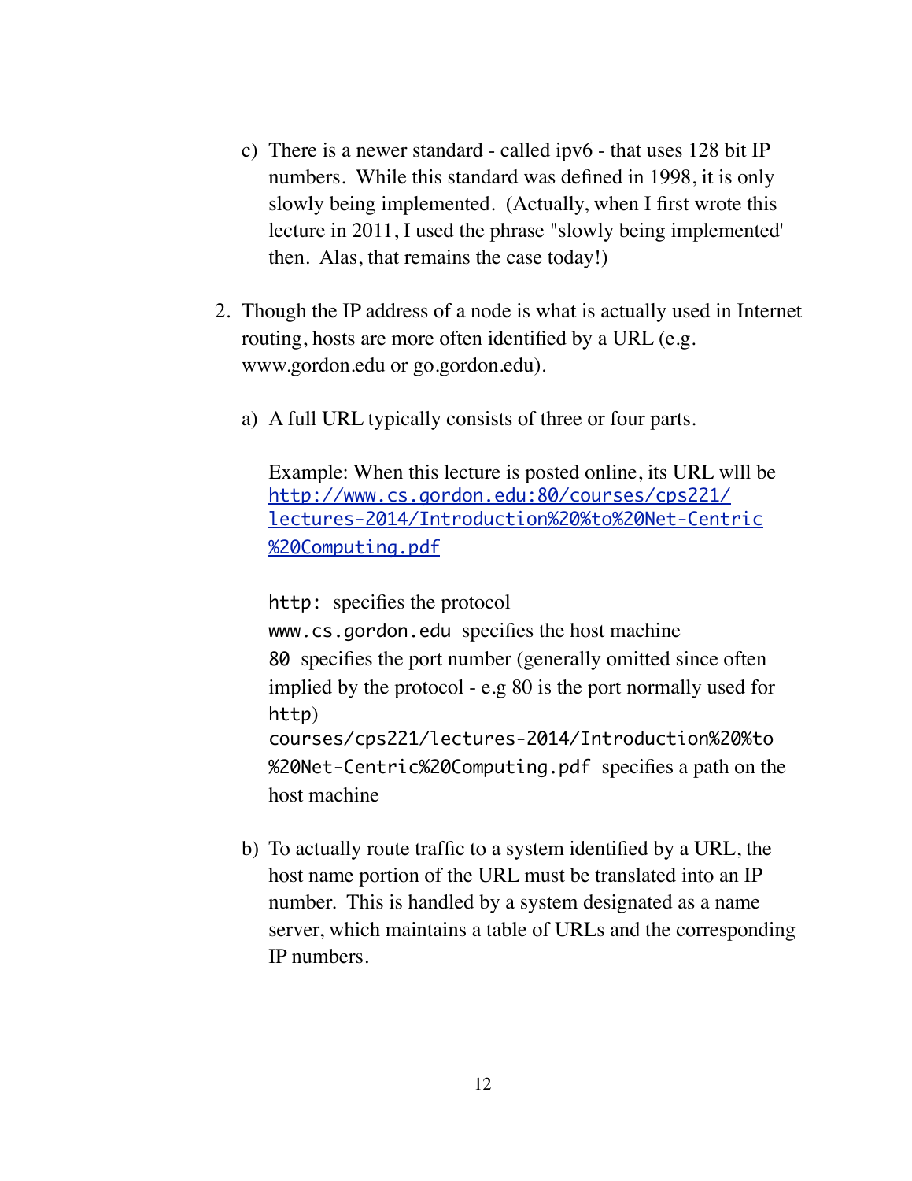c) There is a newer standard - called ipv6 - that uses 128 bit IP numbers. While this standard was defined in 1998, it is only slowly being implemented. (Actually, when I first wrote this lecture in 2011, I used the phrase "slowly being implemented' then. Alas, that remains the case today!)

2. Though the IP address of a node is what is actually used in Internet routing, hosts are more often identified by a URL (e.g. www.gordon.edu or go.gordon.edu).

   a) A full URL typically consists of three or four parts.

      Example: When this lecture is posted online, its URL wlll be [http://www.cs.gordon.edu:80/courses/cps221/lectures-2014/Introduction%20%to%20Net-Centric%20Computing.pdf](http://www.cs.gordon.edu:80/courses/cps221/lectures-2014/Introduction%20%to%20Net-Centric%20Computing.pdf)

      `http:` specifies the protocol
      `www.cs.gordon.edu` specifies the host machine
      `80` specifies the port number (generally omitted since often implied by the protocol - e.g 80 is the port normally used for `http`)
      `courses/cps221/lectures-2014/Introduction%20%to%20Net-Centric%20Computing.pdf` specifies a path on the host machine

   b) To actually route traffic to a system identified by a URL, the host name portion of the URL must be translated into an IP number. This is handled by a system designated as a name server, which maintains a table of URLs and the corresponding IP numbers.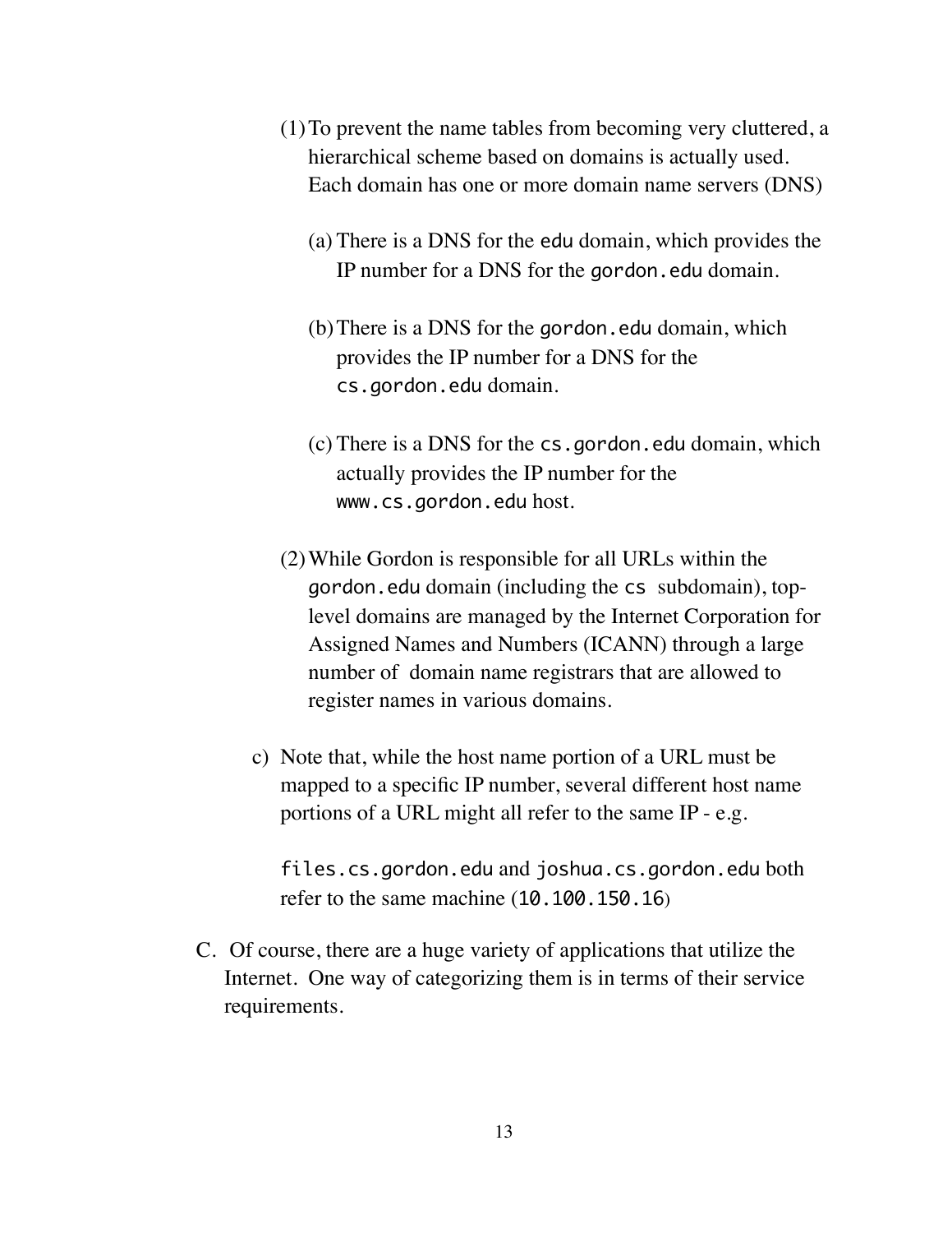(1) To prevent the name tables from becoming very cluttered, a hierarchical scheme based on domains is actually used. Each domain has one or more domain name servers (DNS)

  (a) There is a DNS for the `edu` domain, which provides the IP number for a DNS for the `gordon.edu` domain.

  (b) There is a DNS for the `gordon.edu` domain, which provides the IP number for a DNS for the `cs.gordon.edu` domain.

  (c) There is a DNS for the `cs.gordon.edu` domain, which actually provides the IP number for the `www.cs.gordon.edu` host.

(2) While Gordon is responsible for all URLs within the `gordon.edu` domain (including the `cs` subdomain), top-level domains are managed by the Internet Corporation for Assigned Names and Numbers (ICANN) through a large number of domain name registrars that are allowed to register names in various domains.

c) Note that, while the host name portion of a URL must be mapped to a specific IP number, several different host name portions of a URL might all refer to the same IP - e.g.

  `files.cs.gordon.edu` and `joshua.cs.gordon.edu` both refer to the same machine (`10.100.150.16`)

C. Of course, there are a huge variety of applications that utilize the Internet. One way of categorizing them is in terms of their service requirements.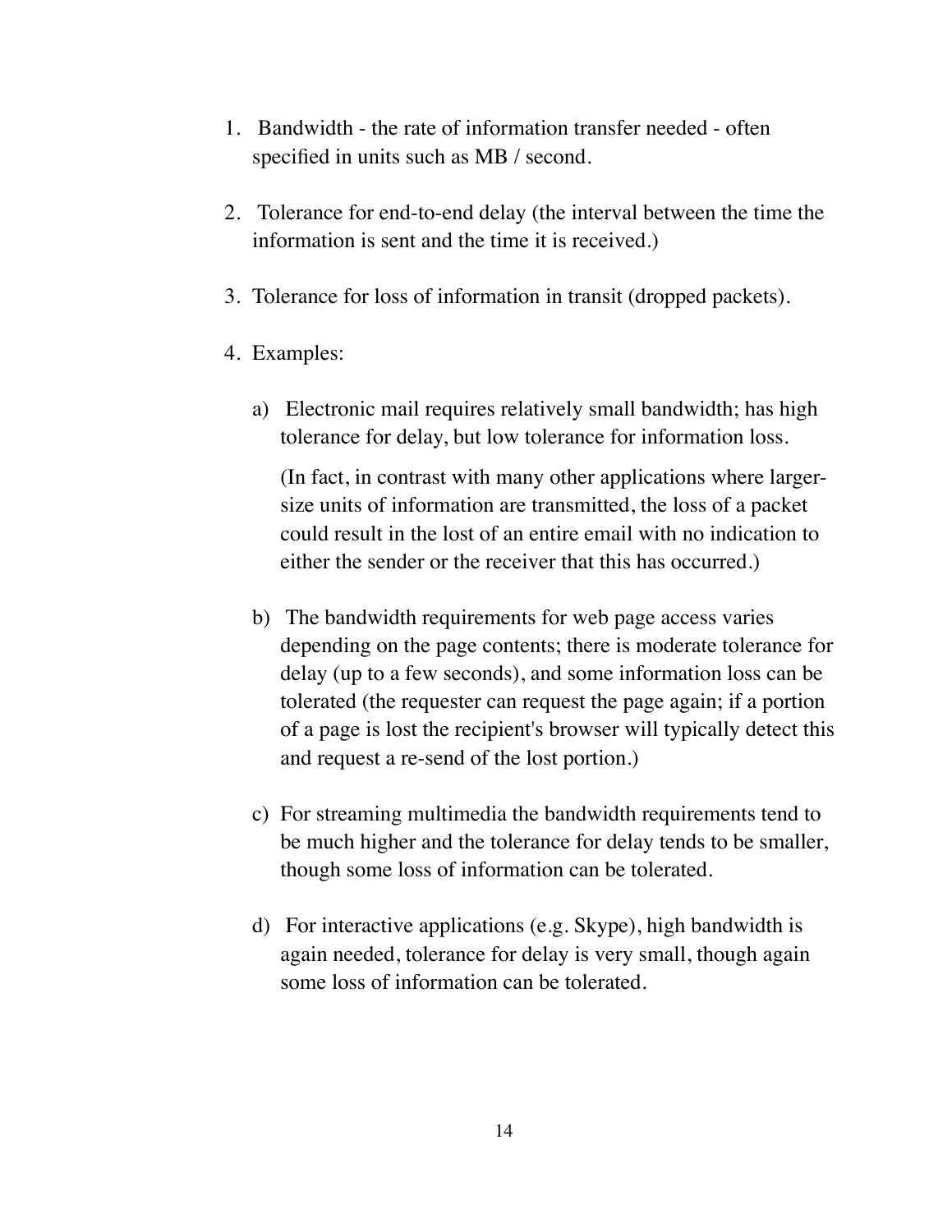1. Bandwidth - the rate of information transfer needed - often specified in units such as MB / second.

2. Tolerance for end-to-end delay (the interval between the time the information is sent and the time it is received.)

3. Tolerance for loss of information in transit (dropped packets).

4. Examples:

   a) Electronic mail requires relatively small bandwidth; has high tolerance for delay, but low tolerance for information loss.

      (In fact, in contrast with many other applications where larger-size units of information are transmitted, the loss of a packet could result in the lost of an entire email with no indication to either the sender or the receiver that this has occurred.)

   b) The bandwidth requirements for web page access varies depending on the page contents; there is moderate tolerance for delay (up to a few seconds), and some information loss can be tolerated (the requester can request the page again; if a portion of a page is lost the recipient's browser will typically detect this and request a re-send of the lost portion.)

   c) For streaming multimedia the bandwidth requirements tend to be much higher and the tolerance for delay tends to be smaller, though some loss of information can be tolerated.

   d) For interactive applications (e.g. Skype), high bandwidth is again needed, tolerance for delay is very small, though again some loss of information can be tolerated.